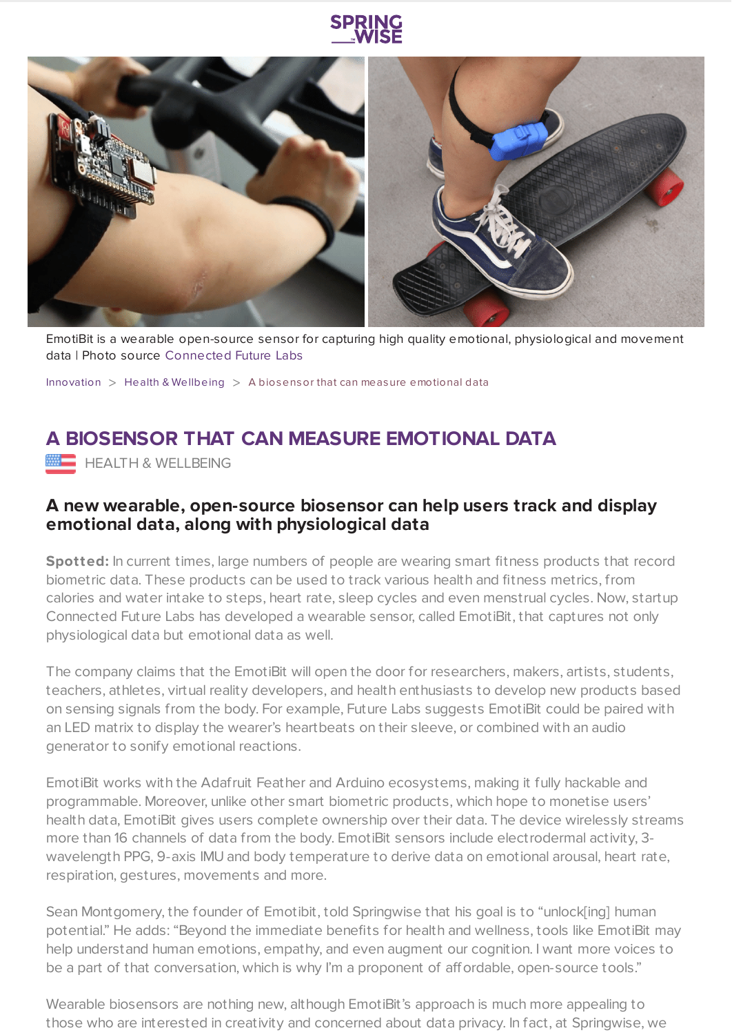EmotiBit is a wearable open-source sensor for capturing high quality emotional, physiological and movement data | Photo source Connected Future Labs

Innovation > Health & Wellbeing > A biosensor that can measure emotional data

# A BIOSENSOR THAT CAN MEASURE EMOTIONAL DATA

HEALTH & WELLBEING

### A new wearable, open-source biosensor can help users track and display emotional data, along with physiological data

**Spotted:** In current times, large numbers of people are wearing smart fitness products that record biometric data. These products can be used to track various health and fitness metrics, from calories and water intake to steps, heart rate, sleep cycles and even menstrual cycles. Now, startup Connected Future Labs has developed a wearable sensor, called EmotiBit, that captures not only physiological data but emotional data as well.

The company claims that the EmotiBit will open the door for researchers, makers, artists, students, teachers, athletes, virtual reality developers, and health enthusiasts to develop new products based on sensing signals from the body. For example, Future Labs suggests EmotiBit could be paired with an LED matrix to display the wearer's heartbeats on their sleeve, or combined with an audio generator to sonify emotional reactions.

EmotiBit works with the Adafruit Feather and Arduino ecosystems, making it fully hackable and programmable. Moreover, unlike other smart biometric products, which hope to monetise users' health data, EmotiBit gives users complete ownership over their data. The device wirelessly streams more than 16 channels of data from the body. EmotiBit sensors include electrodermal activity, 3-wavelength PPG, 9-axis IMU and body temperature to derive data on emotional arousal, heart rate, respiration, gestures, movements and more.

Sean Montgomery, the founder of Emotibit, told Springwise that his goal is to "unlock[ing] human potential." He adds: "Beyond the immediate benefits for health and wellness, tools like EmotiBit may help understand human emotions, empathy, and even augment our cognition. I want more voices to be a part of that conversation, which is why I'm a proponent of affordable, open-source tools."

Wearable biosensors are nothing new, although EmotiBit's approach is much more appealing to those who are interested in creativity and concerned about data privacy. In fact, at Springwise, we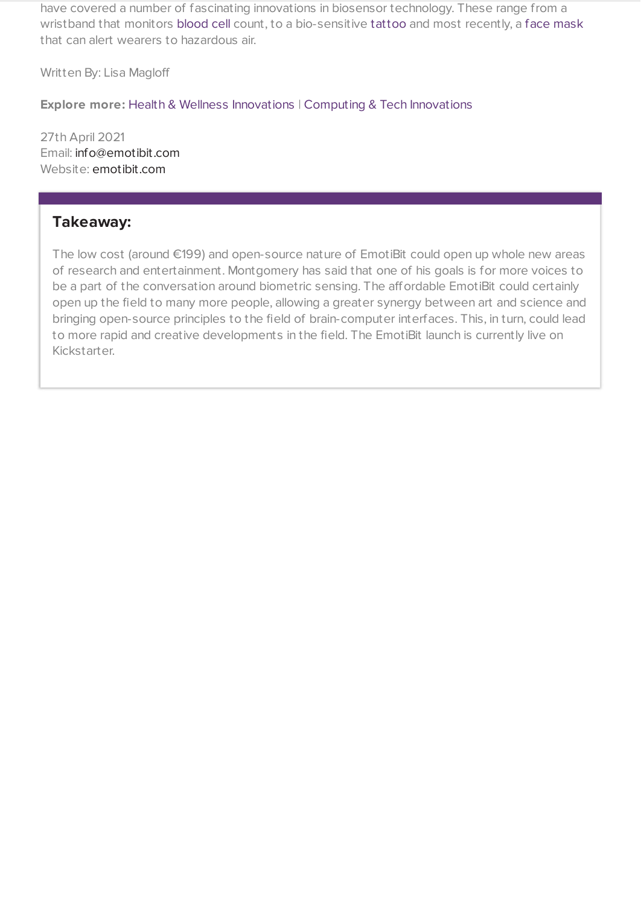have covered a number of fascinating innovations in biosensor technology. These range from a wristband that monitors blood cell count, to a bio-sensitive tattoo and most recently, a face mask that can alert wearers to hazardous air.

Written By: Lisa Magloff

**Explore more:** Health & Wellness Innovations | Computing & Tech Innovations

27th April 2021
Email: info@emotibit.com
Website: emotibit.com

### Takeaway:

The low cost (around €199) and open-source nature of EmotiBit could open up whole new areas of research and entertainment. Montgomery has said that one of his goals is for more voices to be a part of the conversation around biometric sensing. The affordable EmotiBit could certainly open up the field to many more people, allowing a greater synergy between art and science and bringing open-source principles to the field of brain-computer interfaces. This, in turn, could lead to more rapid and creative developments in the field. The EmotiBit launch is currently live on Kickstarter.